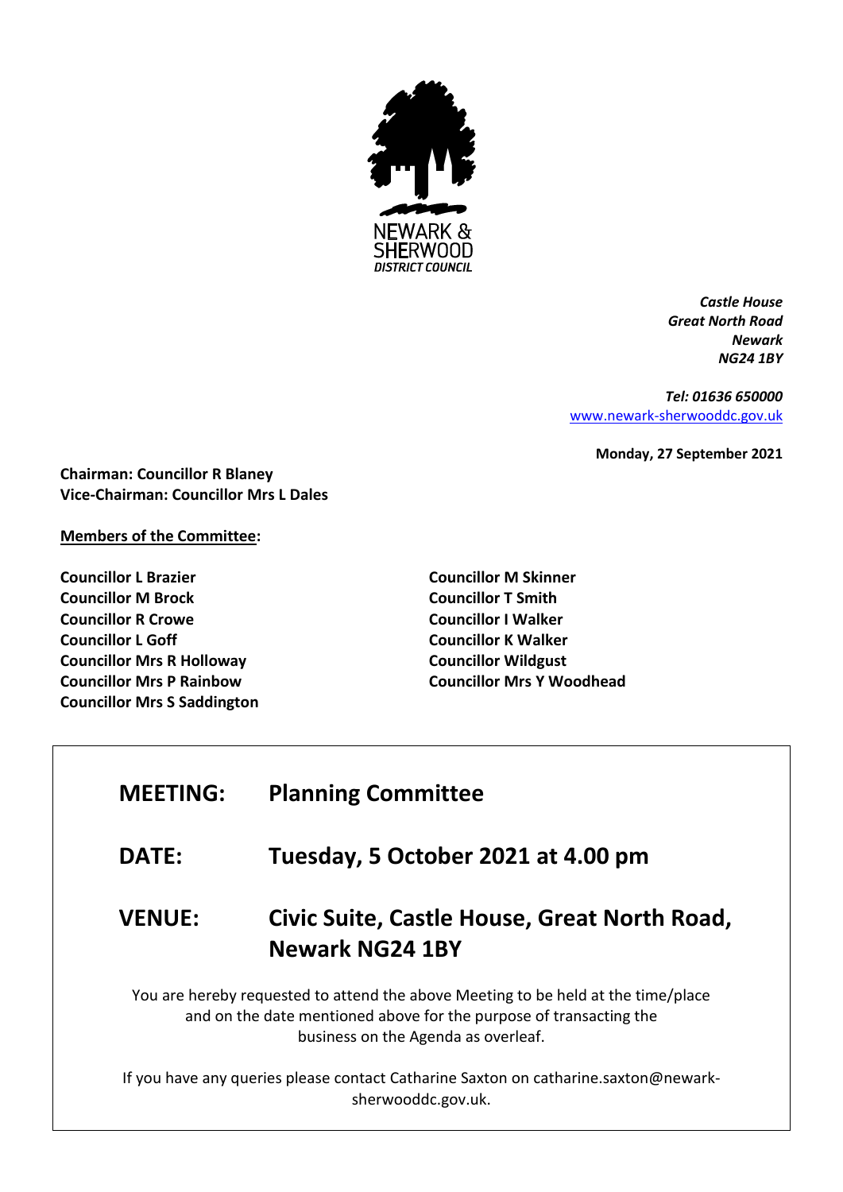NEWARK & SHERWOOD DISTRICT COUNCIL

*Castle House*
*Great North Road*
*Newark*
*NG24 1BY*

*Tel: 01636 650000*
[www.newark-sherwooddc.gov.uk](http://www.newark-sherwooddc.gov.uk)

**Monday, 27 September 2021**

**Chairman: Councillor R Blaney**
**Vice-Chairman: Councillor Mrs L Dales**

**Members of the Committee:**

**Councillor L Brazier**
**Councillor M Brock**
**Councillor R Crowe**
**Councillor L Goff**
**Councillor Mrs R Holloway**
**Councillor Mrs P Rainbow**
**Councillor Mrs S Saddington**
**Councillor M Skinner**
**Councillor T Smith**
**Councillor I Walker**
**Councillor K Walker**
**Councillor Wildgust**
**Councillor Mrs Y Woodhead**

| | |
|---|---|
| **MEETING:** | **Planning Committee** |
| **DATE:** | **Tuesday, 5 October 2021 at 4.00 pm** |
| **VENUE:** | **Civic Suite, Castle House, Great North Road, Newark NG24 1BY** |

You are hereby requested to attend the above Meeting to be held at the time/place and on the date mentioned above for the purpose of transacting the business on the Agenda as overleaf.

If you have any queries please contact Catharine Saxton on catharine.saxton@newark-sherwooddc.gov.uk.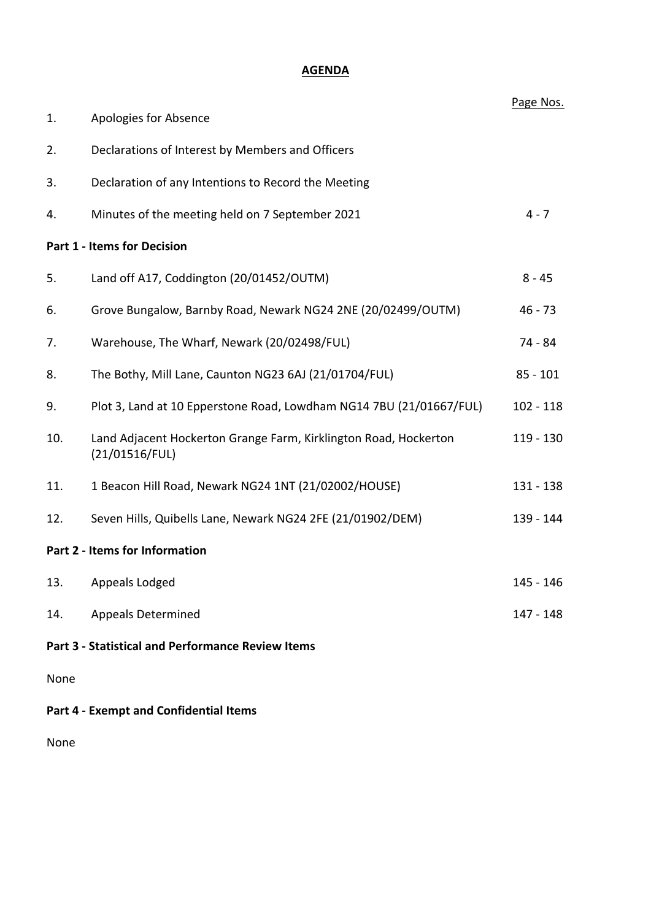# AGENDA

| | | Page Nos. |
|---|---|---|
| 1. | Apologies for Absence | |
| 2. | Declarations of Interest by Members and Officers | |
| 3. | Declaration of any Intentions to Record the Meeting | |
| 4. | Minutes of the meeting held on 7 September 2021 | 4 - 7 |

**Part 1 - Items for Decision**

| | | |
|---|---|---|
| 5. | Land off A17, Coddington (20/01452/OUTM) | 8 - 45 |
| 6. | Grove Bungalow, Barnby Road, Newark NG24 2NE (20/02499/OUTM) | 46 - 73 |
| 7. | Warehouse, The Wharf, Newark (20/02498/FUL) | 74 - 84 |
| 8. | The Bothy, Mill Lane, Caunton NG23 6AJ (21/01704/FUL) | 85 - 101 |
| 9. | Plot 3, Land at 10 Epperstone Road, Lowdham NG14 7BU (21/01667/FUL) | 102 - 118 |
| 10. | Land Adjacent Hockerton Grange Farm, Kirklington Road, Hockerton (21/01516/FUL) | 119 - 130 |
| 11. | 1 Beacon Hill Road, Newark NG24 1NT (21/02002/HOUSE) | 131 - 138 |
| 12. | Seven Hills, Quibells Lane, Newark NG24 2FE (21/01902/DEM) | 139 - 144 |

**Part 2 - Items for Information**

| | | |
|---|---|---|
| 13. | Appeals Lodged | 145 - 146 |
| 14. | Appeals Determined | 147 - 148 |

**Part 3 - Statistical and Performance Review Items**

None

**Part 4 - Exempt and Confidential Items**

None